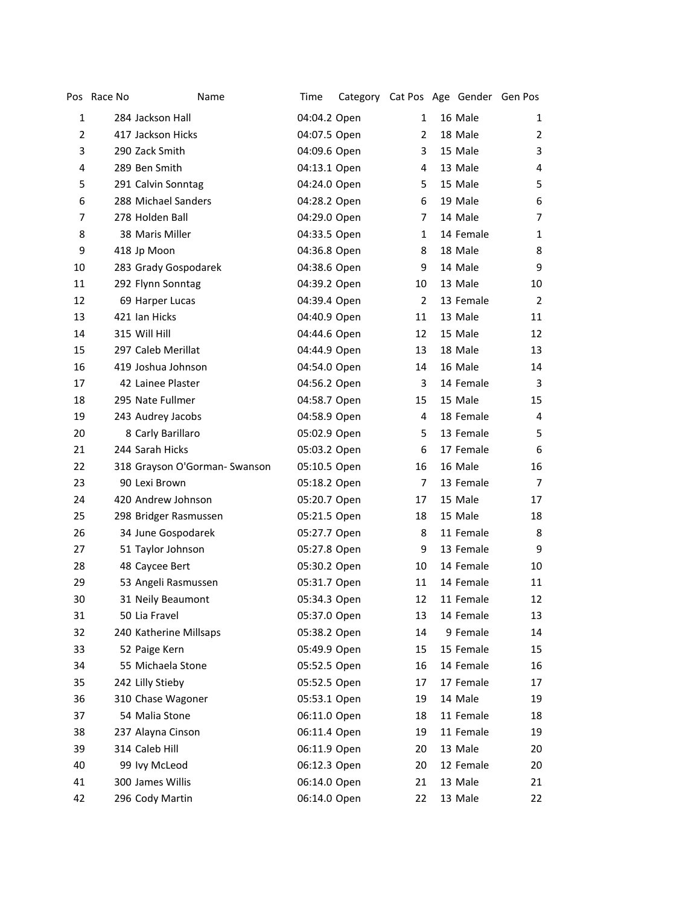| Pos | Race No | Name | Time | Category | Cat Pos | Age | Gender | Gen Pos |
|---|---|---|---|---|---|---|---|---|
| 1 | 284 | Jackson Hall | 04:04.2 | Open | 1 | 16 | Male | 1 |
| 2 | 417 | Jackson Hicks | 04:07.5 | Open | 2 | 18 | Male | 2 |
| 3 | 290 | Zack Smith | 04:09.6 | Open | 3 | 15 | Male | 3 |
| 4 | 289 | Ben Smith | 04:13.1 | Open | 4 | 13 | Male | 4 |
| 5 | 291 | Calvin Sonntag | 04:24.0 | Open | 5 | 15 | Male | 5 |
| 6 | 288 | Michael Sanders | 04:28.2 | Open | 6 | 19 | Male | 6 |
| 7 | 278 | Holden Ball | 04:29.0 | Open | 7 | 14 | Male | 7 |
| 8 | 38 | Maris Miller | 04:33.5 | Open | 1 | 14 | Female | 1 |
| 9 | 418 | Jp Moon | 04:36.8 | Open | 8 | 18 | Male | 8 |
| 10 | 283 | Grady Gospodarek | 04:38.6 | Open | 9 | 14 | Male | 9 |
| 11 | 292 | Flynn Sonntag | 04:39.2 | Open | 10 | 13 | Male | 10 |
| 12 | 69 | Harper Lucas | 04:39.4 | Open | 2 | 13 | Female | 2 |
| 13 | 421 | Ian Hicks | 04:40.9 | Open | 11 | 13 | Male | 11 |
| 14 | 315 | Will Hill | 04:44.6 | Open | 12 | 15 | Male | 12 |
| 15 | 297 | Caleb Merillat | 04:44.9 | Open | 13 | 18 | Male | 13 |
| 16 | 419 | Joshua Johnson | 04:54.0 | Open | 14 | 16 | Male | 14 |
| 17 | 42 | Lainee Plaster | 04:56.2 | Open | 3 | 14 | Female | 3 |
| 18 | 295 | Nate Fullmer | 04:58.7 | Open | 15 | 15 | Male | 15 |
| 19 | 243 | Audrey Jacobs | 04:58.9 | Open | 4 | 18 | Female | 4 |
| 20 | 8 | Carly Barillaro | 05:02.9 | Open | 5 | 13 | Female | 5 |
| 21 | 244 | Sarah Hicks | 05:03.2 | Open | 6 | 17 | Female | 6 |
| 22 | 318 | Grayson O'Gorman- Swanson | 05:10.5 | Open | 16 | 16 | Male | 16 |
| 23 | 90 | Lexi Brown | 05:18.2 | Open | 7 | 13 | Female | 7 |
| 24 | 420 | Andrew Johnson | 05:20.7 | Open | 17 | 15 | Male | 17 |
| 25 | 298 | Bridger Rasmussen | 05:21.5 | Open | 18 | 15 | Male | 18 |
| 26 | 34 | June Gospodarek | 05:27.7 | Open | 8 | 11 | Female | 8 |
| 27 | 51 | Taylor Johnson | 05:27.8 | Open | 9 | 13 | Female | 9 |
| 28 | 48 | Caycee Bert | 05:30.2 | Open | 10 | 14 | Female | 10 |
| 29 | 53 | Angeli Rasmussen | 05:31.7 | Open | 11 | 14 | Female | 11 |
| 30 | 31 | Neily Beaumont | 05:34.3 | Open | 12 | 11 | Female | 12 |
| 31 | 50 | Lia Fravel | 05:37.0 | Open | 13 | 14 | Female | 13 |
| 32 | 240 | Katherine Millsaps | 05:38.2 | Open | 14 | 9 | Female | 14 |
| 33 | 52 | Paige Kern | 05:49.9 | Open | 15 | 15 | Female | 15 |
| 34 | 55 | Michaela Stone | 05:52.5 | Open | 16 | 14 | Female | 16 |
| 35 | 242 | Lilly Stieby | 05:52.5 | Open | 17 | 17 | Female | 17 |
| 36 | 310 | Chase Wagoner | 05:53.1 | Open | 19 | 14 | Male | 19 |
| 37 | 54 | Malia Stone | 06:11.0 | Open | 18 | 11 | Female | 18 |
| 38 | 237 | Alayna Cinson | 06:11.4 | Open | 19 | 11 | Female | 19 |
| 39 | 314 | Caleb Hill | 06:11.9 | Open | 20 | 13 | Male | 20 |
| 40 | 99 | Ivy McLeod | 06:12.3 | Open | 20 | 12 | Female | 20 |
| 41 | 300 | James Willis | 06:14.0 | Open | 21 | 13 | Male | 21 |
| 42 | 296 | Cody Martin | 06:14.0 | Open | 22 | 13 | Male | 22 |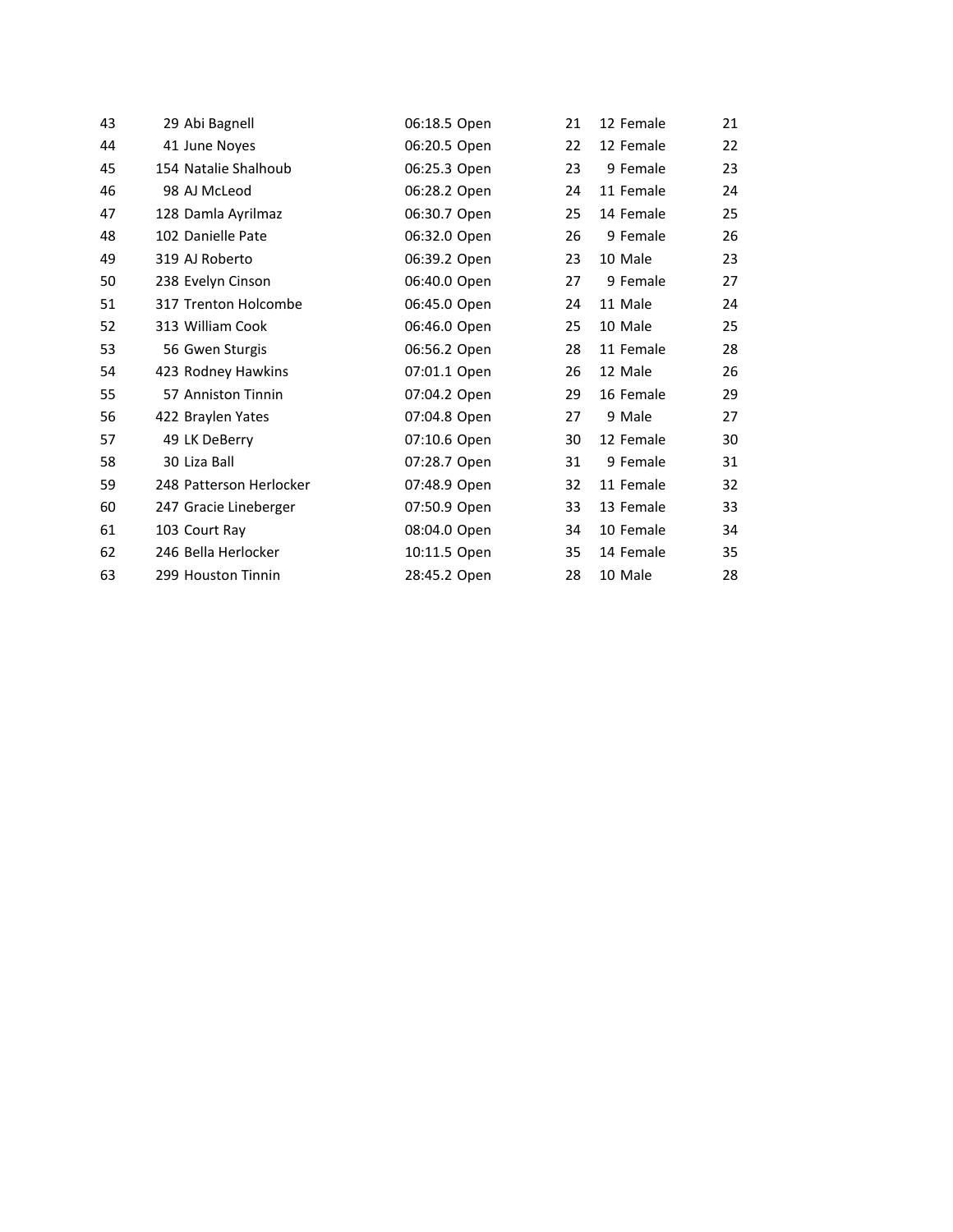| | | | | | | | | |
|---|---|---|---|---|---|---|---|---|
| 43 | 29 | Abi Bagnell | 06:18.5 | Open | 21 | 12 | Female | 21 |
| 44 | 41 | June Noyes | 06:20.5 | Open | 22 | 12 | Female | 22 |
| 45 | 154 | Natalie Shalhoub | 06:25.3 | Open | 23 | 9 | Female | 23 |
| 46 | 98 | AJ McLeod | 06:28.2 | Open | 24 | 11 | Female | 24 |
| 47 | 128 | Damla Ayrilmaz | 06:30.7 | Open | 25 | 14 | Female | 25 |
| 48 | 102 | Danielle Pate | 06:32.0 | Open | 26 | 9 | Female | 26 |
| 49 | 319 | AJ Roberto | 06:39.2 | Open | 23 | 10 | Male | 23 |
| 50 | 238 | Evelyn Cinson | 06:40.0 | Open | 27 | 9 | Female | 27 |
| 51 | 317 | Trenton Holcombe | 06:45.0 | Open | 24 | 11 | Male | 24 |
| 52 | 313 | William Cook | 06:46.0 | Open | 25 | 10 | Male | 25 |
| 53 | 56 | Gwen Sturgis | 06:56.2 | Open | 28 | 11 | Female | 28 |
| 54 | 423 | Rodney Hawkins | 07:01.1 | Open | 26 | 12 | Male | 26 |
| 55 | 57 | Anniston Tinnin | 07:04.2 | Open | 29 | 16 | Female | 29 |
| 56 | 422 | Braylen Yates | 07:04.8 | Open | 27 | 9 | Male | 27 |
| 57 | 49 | LK DeBerry | 07:10.6 | Open | 30 | 12 | Female | 30 |
| 58 | 30 | Liza Ball | 07:28.7 | Open | 31 | 9 | Female | 31 |
| 59 | 248 | Patterson Herlocker | 07:48.9 | Open | 32 | 11 | Female | 32 |
| 60 | 247 | Gracie Lineberger | 07:50.9 | Open | 33 | 13 | Female | 33 |
| 61 | 103 | Court Ray | 08:04.0 | Open | 34 | 10 | Female | 34 |
| 62 | 246 | Bella Herlocker | 10:11.5 | Open | 35 | 14 | Female | 35 |
| 63 | 299 | Houston Tinnin | 28:45.2 | Open | 28 | 10 | Male | 28 |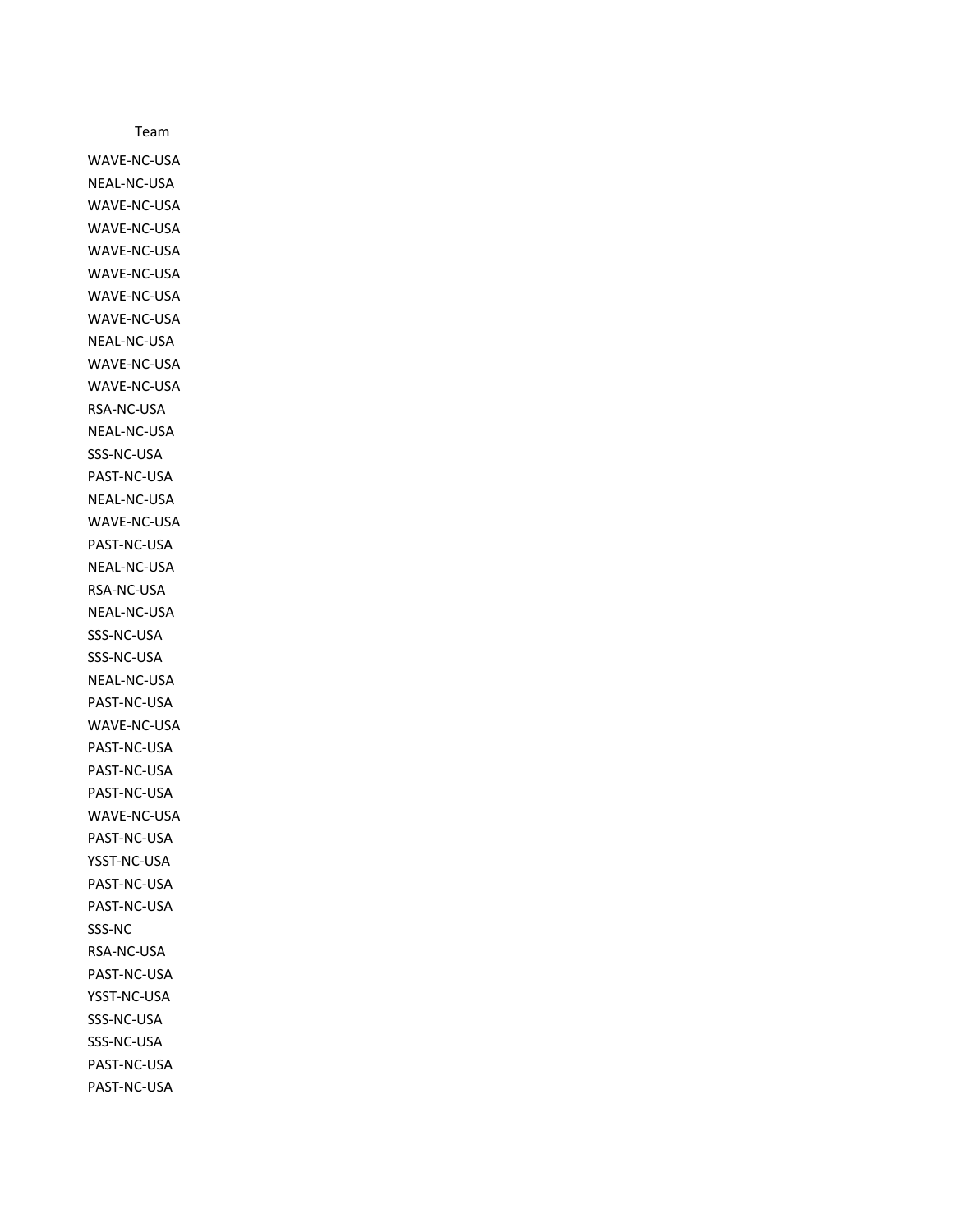| Team |
|---|
| WAVE-NC-USA |
| NEAL-NC-USA |
| WAVE-NC-USA |
| WAVE-NC-USA |
| WAVE-NC-USA |
| WAVE-NC-USA |
| WAVE-NC-USA |
| WAVE-NC-USA |
| NEAL-NC-USA |
| WAVE-NC-USA |
| WAVE-NC-USA |
| RSA-NC-USA |
| NEAL-NC-USA |
| SSS-NC-USA |
| PAST-NC-USA |
| NEAL-NC-USA |
| WAVE-NC-USA |
| PAST-NC-USA |
| NEAL-NC-USA |
| RSA-NC-USA |
| NEAL-NC-USA |
| SSS-NC-USA |
| SSS-NC-USA |
| NEAL-NC-USA |
| PAST-NC-USA |
| WAVE-NC-USA |
| PAST-NC-USA |
| PAST-NC-USA |
| PAST-NC-USA |
| WAVE-NC-USA |
| PAST-NC-USA |
| YSST-NC-USA |
| PAST-NC-USA |
| PAST-NC-USA |
| SSS-NC |
| RSA-NC-USA |
| PAST-NC-USA |
| YSST-NC-USA |
| SSS-NC-USA |
| SSS-NC-USA |
| PAST-NC-USA |
| PAST-NC-USA |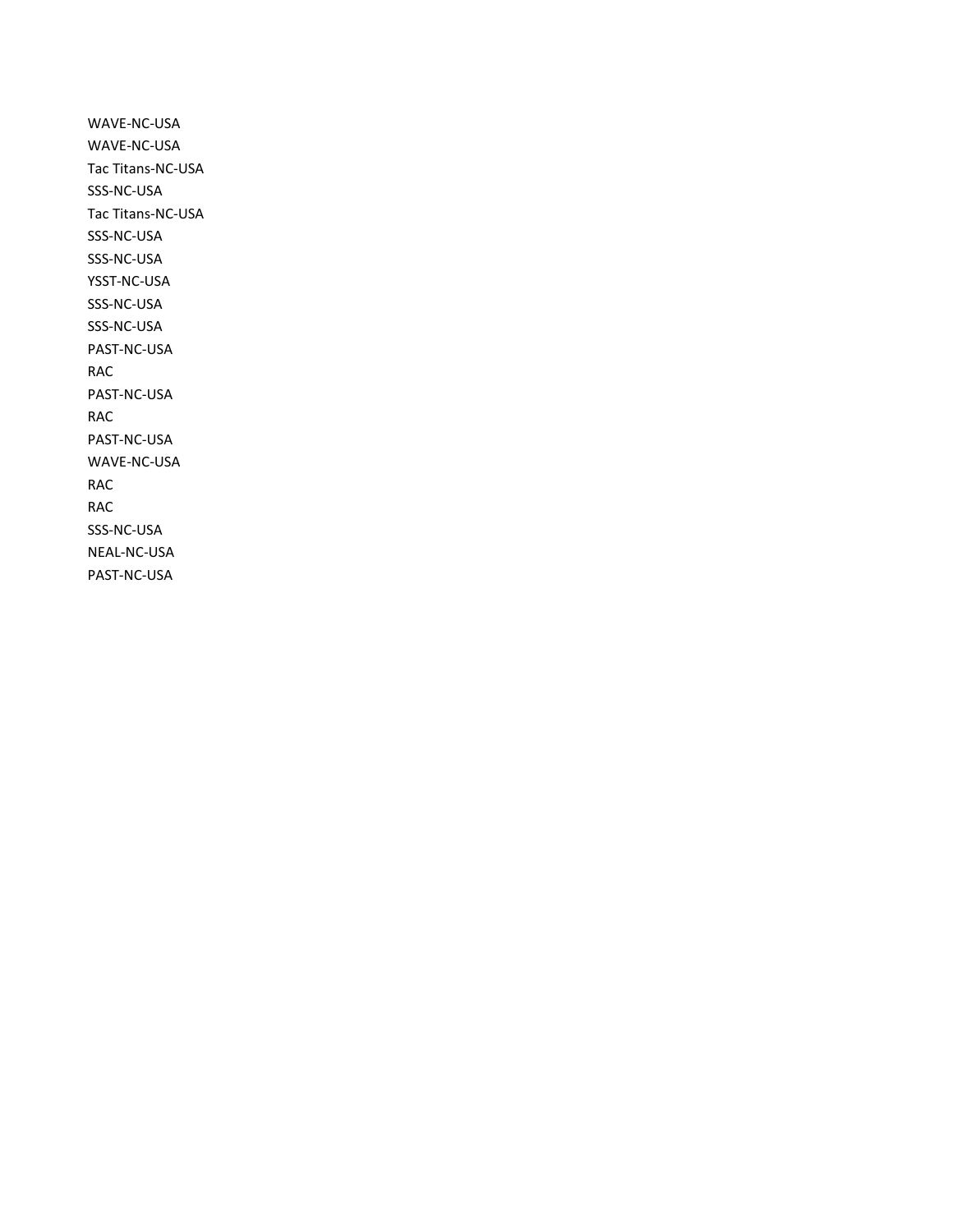WAVE-NC-USA
WAVE-NC-USA
Tac Titans-NC-USA
SSS-NC-USA
Tac Titans-NC-USA
SSS-NC-USA
SSS-NC-USA
YSST-NC-USA
SSS-NC-USA
SSS-NC-USA
PAST-NC-USA
RAC
PAST-NC-USA
RAC
PAST-NC-USA
WAVE-NC-USA
RAC
RAC
SSS-NC-USA
NEAL-NC-USA
PAST-NC-USA